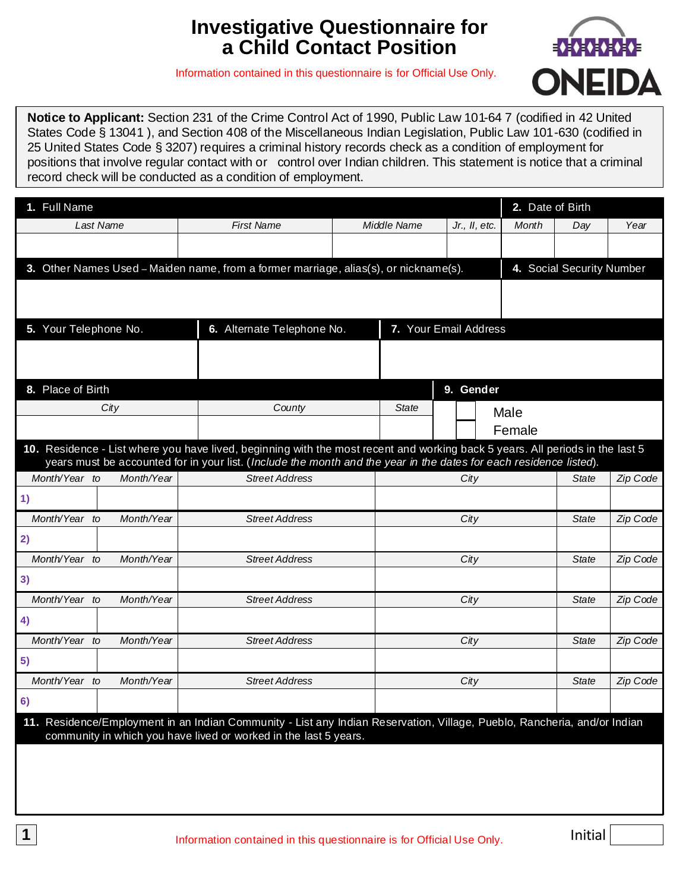# Investigative Questionnaire for a Child Contact Position

Information contained in this questionnaire is for Official Use Only.

ONEIDA

**Notice to Applicant:** Section 231 of the Crime Control Act of 1990, Public Law 101-64 7 (codified in 42 United States Code § 13041 ), and Section 408 of the Miscellaneous Indian Legislation, Public Law 101-630 (codified in 25 United States Code § 3207) requires a criminal history records check as a condition of employment for positions that involve regular contact with or control over Indian children. This statement is notice that a criminal record check will be conducted as a condition of employment.

| 1. Full Name | | | | 2. Date of Birth | | |
|---|---|---|---|---|---|---|
| *Last Name* | *First Name* | *Middle Name* | *Jr., II, etc.* | *Month* | *Day* | *Year* |
| | | | | | | |

| 3. Other Names Used – Maiden name, from a former marriage, alias(s), or nickname(s). | 4. Social Security Number |
|---|---|
| | |

| 5. Your Telephone No. | 6. Alternate Telephone No. | 7. Your Email Address |
|---|---|---|
| | | |

| 8. Place of Birth | | | 9. Gender |
|---|---|---|---|
| *City* | *County* | *State* | ☐ Male |
| | | | ☐ Female |

**10.** Residence - List where you have lived, beginning with the most recent and working back 5 years. All periods in the last 5 years must be accounted for in your list. (*Include the month and the year in the dates for each residence listed*).

| | *Month/Year to* | *Month/Year* | *Street Address* | *City* | *State* | *Zip Code* |
|---|---|---|---|---|---|---|
| 1) | | | | | | |
| 2) | | | | | | |
| 3) | | | | | | |
| 4) | | | | | | |
| 5) | | | | | | |
| 6) | | | | | | |

**11.** Residence/Employment in an Indian Community - List any Indian Reservation, Village, Pueblo, Rancheria, and/or Indian community in which you have lived or worked in the last 5 years.

Information contained in this questionnaire is for Official Use Only.

Initial ______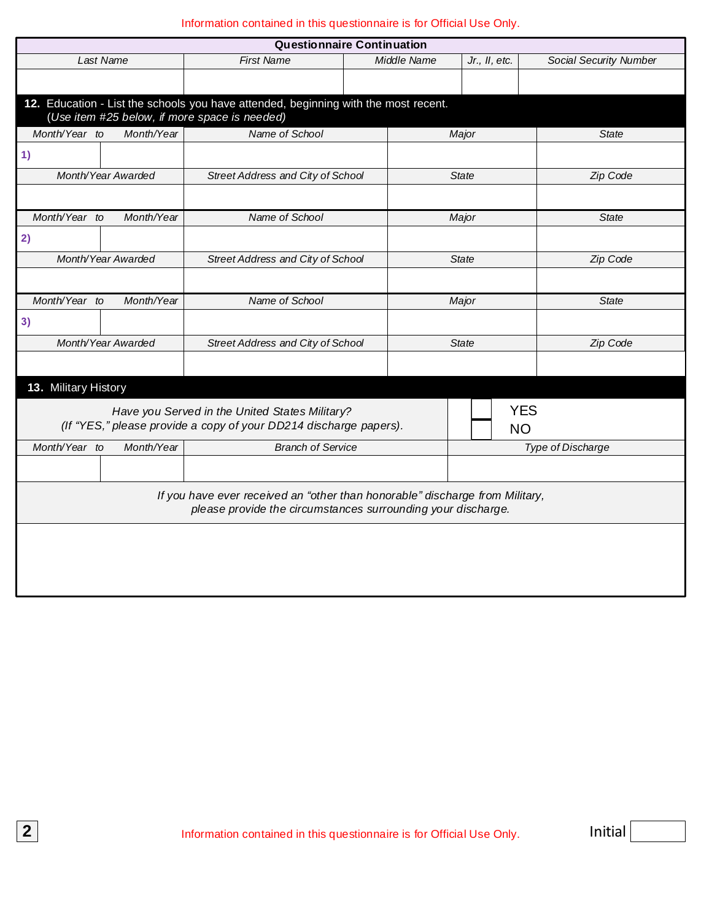Information contained in this questionnaire is for Official Use Only.

## Questionnaire Continuation

| Last Name | First Name | Middle Name | Jr., II, etc. | Social Security Number |
|---|---|---|---|---|
| | | | | |

### 12. Education - List the schools you have attended, beginning with the most recent.

*(Use item #25 below, if more space is needed)*

| Month/Year to | Month/Year | Name of School | Major | State |
|---|---|---|---|---|
| 1) | | | | |
| *Month/Year Awarded* | | *Street Address and City of School* | *State* | *Zip Code* |
| | | | | |

| Month/Year to | Month/Year | Name of School | Major | State |
|---|---|---|---|---|
| 2) | | | | |
| *Month/Year Awarded* | | *Street Address and City of School* | *State* | *Zip Code* |
| | | | | |

| Month/Year to | Month/Year | Name of School | Major | State |
|---|---|---|---|---|
| 3) | | | | |
| *Month/Year Awarded* | | *Street Address and City of School* | *State* | *Zip Code* |
| | | | | |

### 13. Military History

*Have you Served in the United States Military?*
*(If "YES," please provide a copy of your DD214 discharge papers).*

☐ YES
☐ NO

| Month/Year to | Month/Year | Branch of Service | Type of Discharge |
|---|---|---|---|
| | | | |

*If you have ever received an "other than honorable" discharge from Military, please provide the circumstances surrounding your discharge.*

Information contained in this questionnaire is for Official Use Only.

Initial ______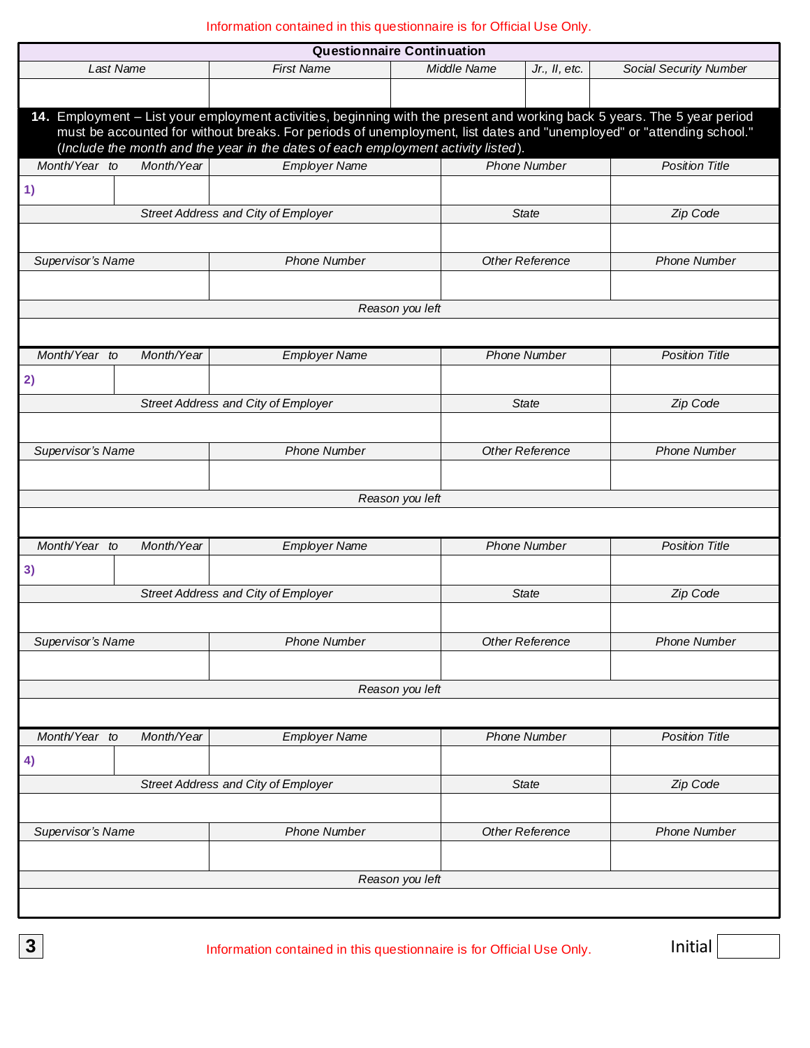Information contained in this questionnaire is for Official Use Only.

## Questionnaire Continuation

| Last Name | First Name | Middle Name | Jr., II, etc. | Social Security Number |
|---|---|---|---|---|
| | | | | |

**14.** Employment – List your employment activities, beginning with the present and working back 5 years. The 5 year period must be accounted for without breaks. For periods of unemployment, list dates and "unemployed" or "attending school." (*Include the month and the year in the dates of each employment activity listed*).

| Month/Year to | Month/Year | Employer Name | Phone Number | Position Title |
|---|---|---|---|---|
| 1) | | | | |
| Street Address and City of Employer | | | State | Zip Code |
| | | | | |
| Supervisor's Name | | Phone Number | Other Reference | Phone Number |
| | | | | |
| Reason you left | | | | |
| | | | | |

| Month/Year to | Month/Year | Employer Name | Phone Number | Position Title |
|---|---|---|---|---|
| 2) | | | | |
| Street Address and City of Employer | | | State | Zip Code |
| | | | | |
| Supervisor's Name | | Phone Number | Other Reference | Phone Number |
| | | | | |
| Reason you left | | | | |
| | | | | |

| Month/Year to | Month/Year | Employer Name | Phone Number | Position Title |
|---|---|---|---|---|
| 3) | | | | |
| Street Address and City of Employer | | | State | Zip Code |
| | | | | |
| Supervisor's Name | | Phone Number | Other Reference | Phone Number |
| | | | | |
| Reason you left | | | | |
| | | | | |

| Month/Year to | Month/Year | Employer Name | Phone Number | Position Title |
|---|---|---|---|---|
| 4) | | | | |
| Street Address and City of Employer | | | State | Zip Code |
| | | | | |
| Supervisor's Name | | Phone Number | Other Reference | Phone Number |
| | | | | |
| Reason you left | | | | |
| | | | | |

Information contained in this questionnaire is for Official Use Only.

Initial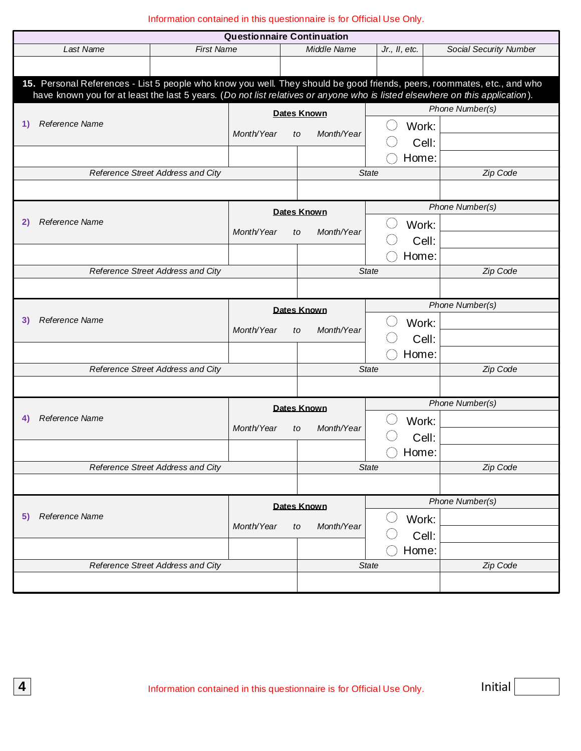Information contained in this questionnaire is for Official Use Only.

## Questionnaire Continuation

| Last Name | First Name | Middle Name | Jr., II, etc. | Social Security Number |
|---|---|---|---|---|
| | | | | |

**15.** Personal References - List 5 people who know you well. They should be good friends, peers, roommates, etc., and who have known you for at least the last 5 years. (*Do not list relatives or anyone who is listed elsewhere on this application*).

| 1) *Reference Name* | **Dates Known** *Month/Year* | *to* *Month/Year* | *Phone Number(s)* | |
|---|---|---|---|---|
| | | | ◯ Work: | |
| | | | ◯ Cell: | |
| | | | ◯ Home: | |
| *Reference Street Address and City* | | *State* | | *Zip Code* |
| | | | | |

| 2) *Reference Name* | **Dates Known** *Month/Year* | *to* *Month/Year* | *Phone Number(s)* | |
|---|---|---|---|---|
| | | | ◯ Work: | |
| | | | ◯ Cell: | |
| | | | ◯ Home: | |
| *Reference Street Address and City* | | *State* | | *Zip Code* |
| | | | | |

| 3) *Reference Name* | **Dates Known** *Month/Year* | *to* *Month/Year* | *Phone Number(s)* | |
|---|---|---|---|---|
| | | | ◯ Work: | |
| | | | ◯ Cell: | |
| | | | ◯ Home: | |
| *Reference Street Address and City* | | *State* | | *Zip Code* |
| | | | | |

| 4) *Reference Name* | **Dates Known** *Month/Year* | *to* *Month/Year* | *Phone Number(s)* | |
|---|---|---|---|---|
| | | | ◯ Work: | |
| | | | ◯ Cell: | |
| | | | ◯ Home: | |
| *Reference Street Address and City* | | *State* | | *Zip Code* |
| | | | | |

| 5) *Reference Name* | **Dates Known** *Month/Year* | *to* *Month/Year* | *Phone Number(s)* | |
|---|---|---|---|---|
| | | | ◯ Work: | |
| | | | ◯ Cell: | |
| | | | ◯ Home: | |
| *Reference Street Address and City* | | *State* | | *Zip Code* |
| | | | | |

Information contained in this questionnaire is for Official Use Only.

Initial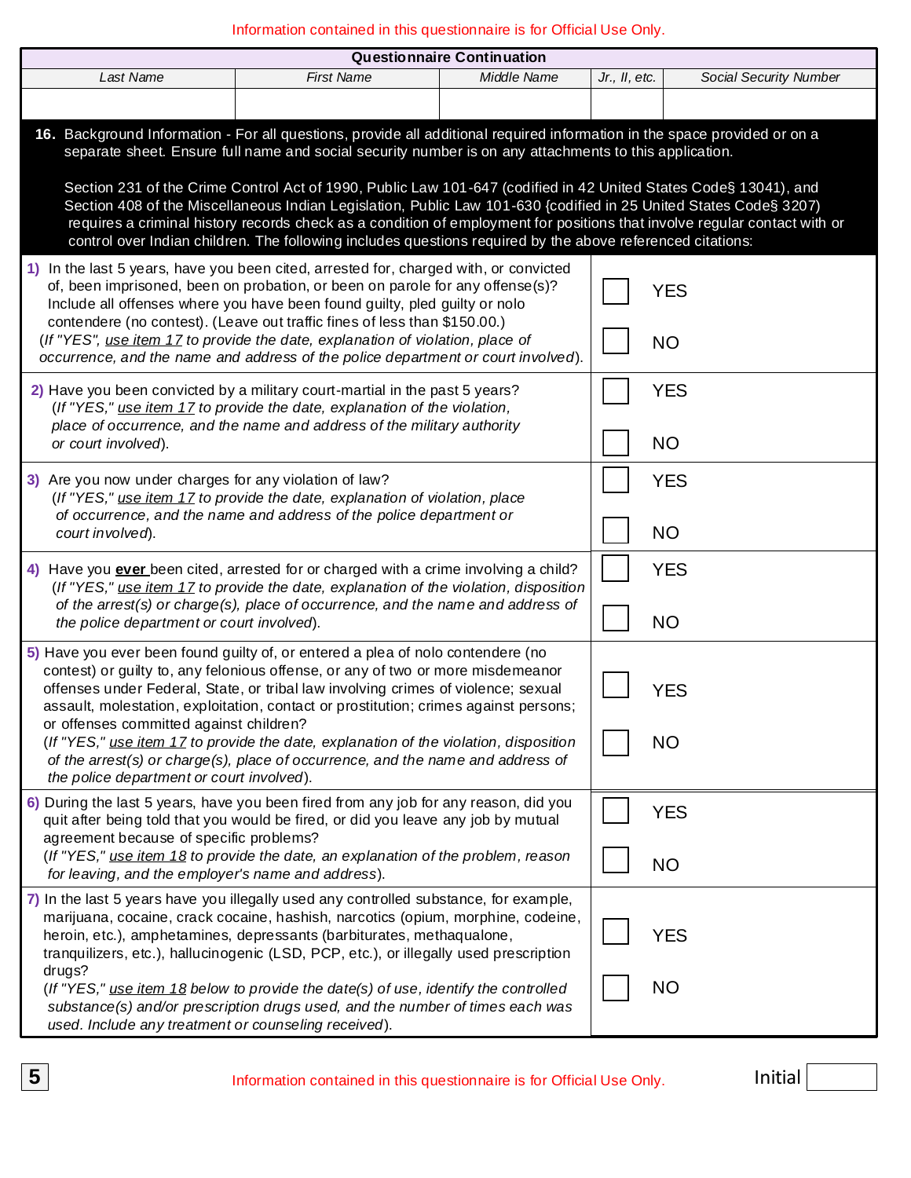Information contained in this questionnaire is for Official Use Only.

| Questionnaire Continuation | | | | |
|---|---|---|---|---|
| *Last Name* | *First Name* | *Middle Name* | *Jr., II, etc.* | *Social Security Number* |
| | | | | |

**16.** Background Information - For all questions, provide all additional required information in the space provided or on a separate sheet. Ensure full name and social security number is on any attachments to this application.

Section 231 of the Crime Control Act of 1990, Public Law 101-647 (codified in 42 United States Code§ 13041), and Section 408 of the Miscellaneous Indian Legislation, Public Law 101-630 {codified in 25 United States Code§ 3207) requires a criminal history records check as a condition of employment for positions that involve regular contact with or control over Indian children. The following includes questions required by the above referenced citations:

| Question | Answer |
|---|---|
| **1)** In the last 5 years, have you been cited, arrested for, charged with, or convicted of, been imprisoned, been on probation, or been on parole for any offense(s)? Include all offenses where you have been found guilty, pled guilty or nolo contendere (no contest). (Leave out traffic fines of less than $150.00.) *(If "YES", use item 17 to provide the date, explanation of violation, place of occurrence, and the name and address of the police department or court involved).* | ☐ YES<br>☐ NO |
| **2)** Have you been convicted by a military court-martial in the past 5 years? *(If "YES," use item 17 to provide the date, explanation of the violation, place of occurrence, and the name and address of the military authority or court involved).* | ☐ YES<br>☐ NO |
| **3)** Are you now under charges for any violation of law? *(If "YES," use item 17 to provide the date, explanation of violation, place of occurrence, and the name and address of the police department or court involved).* | ☐ YES<br>☐ NO |
| **4)** Have you **ever** been cited, arrested for or charged with a crime involving a child? *(If "YES," use item 17 to provide the date, explanation of the violation, disposition of the arrest(s) or charge(s), place of occurrence, and the name and address of the police department or court involved).* | ☐ YES<br>☐ NO |
| **5)** Have you ever been found guilty of, or entered a plea of nolo contendere (no contest) or guilty to, any felonious offense, or any of two or more misdemeanor offenses under Federal, State, or tribal law involving crimes of violence; sexual assault, molestation, exploitation, contact or prostitution; crimes against persons; or offenses committed against children? *(If "YES," use item 17 to provide the date, explanation of the violation, disposition of the arrest(s) or charge(s), place of occurrence, and the name and address of the police department or court involved).* | ☐ YES<br>☐ NO |
| **6)** During the last 5 years, have you been fired from any job for any reason, did you quit after being told that you would be fired, or did you leave any job by mutual agreement because of specific problems? *(If "YES," use item 18 to provide the date, an explanation of the problem, reason for leaving, and the employer's name and address).* | ☐ YES<br>☐ NO |
| **7)** In the last 5 years have you illegally used any controlled substance, for example, marijuana, cocaine, crack cocaine, hashish, narcotics (opium, morphine, codeine, heroin, etc.), amphetamines, depressants (barbiturates, methaqualone, tranquilizers, etc.), hallucinogenic (LSD, PCP, etc.), or illegally used prescription drugs? *(If "YES," use item 18 below to provide the date(s) of use, identify the controlled substance(s) and/or prescription drugs used, and the number of times each was used. Include any treatment or counseling received).* | ☐ YES<br>☐ NO |

Information contained in this questionnaire is for Official Use Only.

Initial ____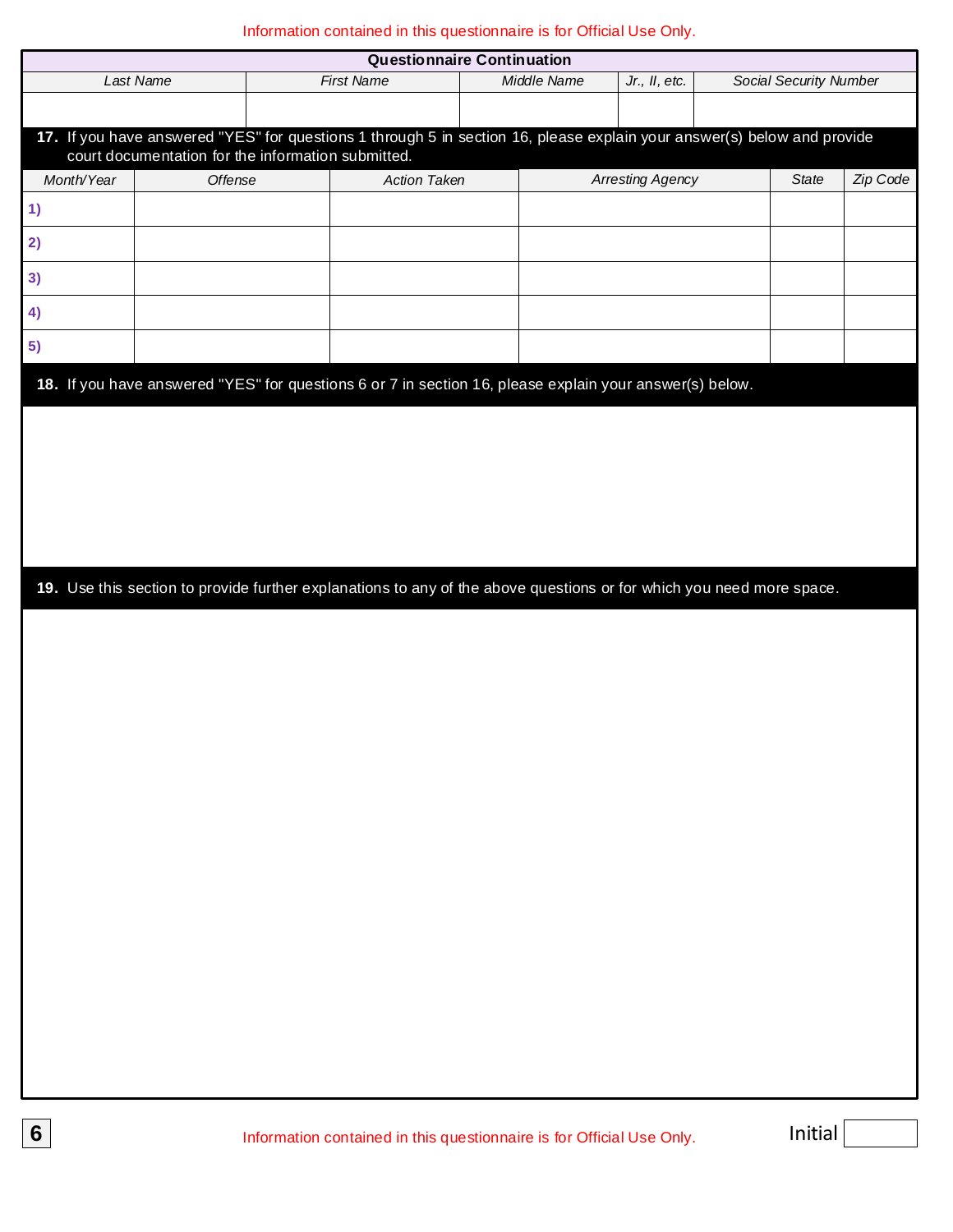Information contained in this questionnaire is for Official Use Only.

## Questionnaire Continuation

| Last Name | First Name | Middle Name | Jr., II, etc. | Social Security Number |
|---|---|---|---|---|
| | | | | |

**17.** If you have answered "YES" for questions 1 through 5 in section 16, please explain your answer(s) below and provide court documentation for the information submitted.

| Month/Year | Offense | Action Taken | Arresting Agency | State | Zip Code |
|---|---|---|---|---|---|
| 1) | | | | | |
| 2) | | | | | |
| 3) | | | | | |
| 4) | | | | | |
| 5) | | | | | |

**18.** If you have answered "YES" for questions 6 or 7 in section 16, please explain your answer(s) below.

**19.** Use this section to provide further explanations to any of the above questions or for which you need more space.

Information contained in this questionnaire is for Official Use Only.

Initial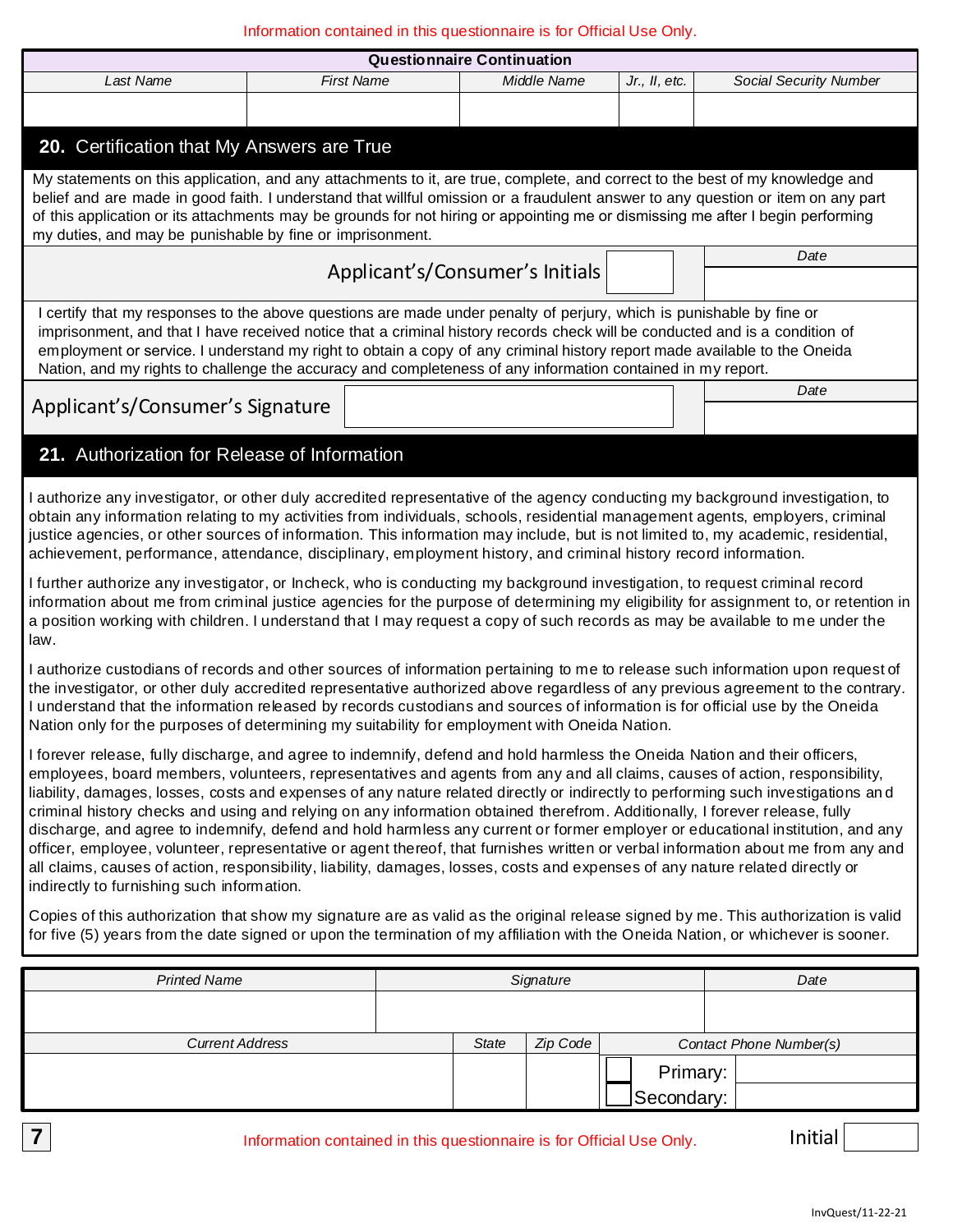Information contained in this questionnaire is for Official Use Only.

**Questionnaire Continuation**

| *Last Name* | *First Name* | *Middle Name* | *Jr., II, etc.* | *Social Security Number* |
|---|---|---|---|---|
| | | | | |

## 20. Certification that My Answers are True

My statements on this application, and any attachments to it, are true, complete, and correct to the best of my knowledge and belief and are made in good faith. I understand that willful omission or a fraudulent answer to any question or item on any part of this application or its attachments may be grounds for not hiring or appointing me or dismissing me after I begin performing my duties, and may be punishable by fine or imprisonment.

| Applicant's/Consumer's Initials | | *Date* |
|---|---|---|
| | | |

I certify that my responses to the above questions are made under penalty of perjury, which is punishable by fine or imprisonment, and that I have received notice that a criminal history records check will be conducted and is a condition of employment or service. I understand my right to obtain a copy of any criminal history report made available to the Oneida Nation, and my rights to challenge the accuracy and completeness of any information contained in my report.

| Applicant's/Consumer's Signature | | *Date* |
|---|---|---|
| | | |

## 21. Authorization for Release of Information

I authorize any investigator, or other duly accredited representative of the agency conducting my background investigation, to obtain any information relating to my activities from individuals, schools, residential management agents, employers, criminal justice agencies, or other sources of information. This information may include, but is not limited to, my academic, residential, achievement, performance, attendance, disciplinary, employment history, and criminal history record information.

I further authorize any investigator, or Incheck, who is conducting my background investigation, to request criminal record information about me from criminal justice agencies for the purpose of determining my eligibility for assignment to, or retention in a position working with children. I understand that I may request a copy of such records as may be available to me under the law.

I authorize custodians of records and other sources of information pertaining to me to release such information upon request of the investigator, or other duly accredited representative authorized above regardless of any previous agreement to the contrary. I understand that the information released by records custodians and sources of information is for official use by the Oneida Nation only for the purposes of determining my suitability for employment with Oneida Nation.

I forever release, fully discharge, and agree to indemnify, defend and hold harmless the Oneida Nation and their officers, employees, board members, volunteers, representatives and agents from any and all claims, causes of action, responsibility, liability, damages, losses, costs and expenses of any nature related directly or indirectly to performing such investigations and criminal history checks and using and relying on any information obtained therefrom. Additionally, I forever release, fully discharge, and agree to indemnify, defend and hold harmless any current or former employer or educational institution, and any officer, employee, volunteer, representative or agent thereof, that furnishes written or verbal information about me from any and all claims, causes of action, responsibility, liability, damages, losses, costs and expenses of any nature related directly or indirectly to furnishing such information.

Copies of this authorization that show my signature are as valid as the original release signed by me. This authorization is valid for five (5) years from the date signed or upon the termination of my affiliation with the Oneida Nation, or whichever is sooner.

| *Printed Name* | *Signature* | *Date* |
|---|---|---|
| | | |

| *Current Address* | *State* | *Zip Code* | *Contact Phone Number(s)* | |
|---|---|---|---|---|
| | | | ☐ Primary: | |
| | | | ☐ Secondary: | |

Information contained in this questionnaire is for Official Use Only.

Initial [ ]

InvQuest/11-22-21